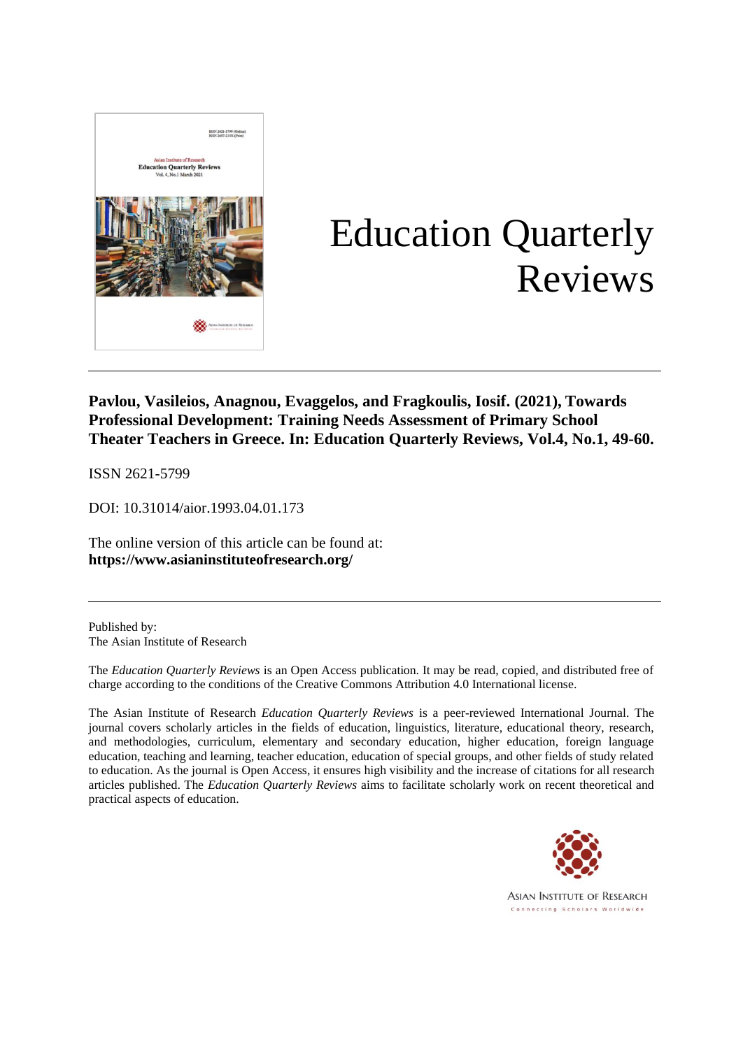# Education Quarterly Reviews

**Pavlou, Vasileios, Anagnou, Evaggelos, and Fragkoulis, Iosif. (2021), Towards Professional Development: Training Needs Assessment of Primary School Theater Teachers in Greece. In: Education Quarterly Reviews, Vol.4, No.1, 49-60.**

ISSN 2621-5799

DOI: 10.31014/aior.1993.04.01.173

The online version of this article can be found at:
**https://www.asianinstituteofresearch.org/**

---

Published by:
The Asian Institute of Research

The *Education Quarterly Reviews* is an Open Access publication. It may be read, copied, and distributed free of charge according to the conditions of the Creative Commons Attribution 4.0 International license.

The Asian Institute of Research *Education Quarterly Reviews* is a peer-reviewed International Journal. The journal covers scholarly articles in the fields of education, linguistics, literature, educational theory, research, and methodologies, curriculum, elementary and secondary education, higher education, foreign language education, teaching and learning, teacher education, education of special groups, and other fields of study related to education. As the journal is Open Access, it ensures high visibility and the increase of citations for all research articles published. The *Education Quarterly Reviews* aims to facilitate scholarly work on recent theoretical and practical aspects of education.

ASIAN INSTITUTE OF RESEARCH
Connecting Scholars Worldwide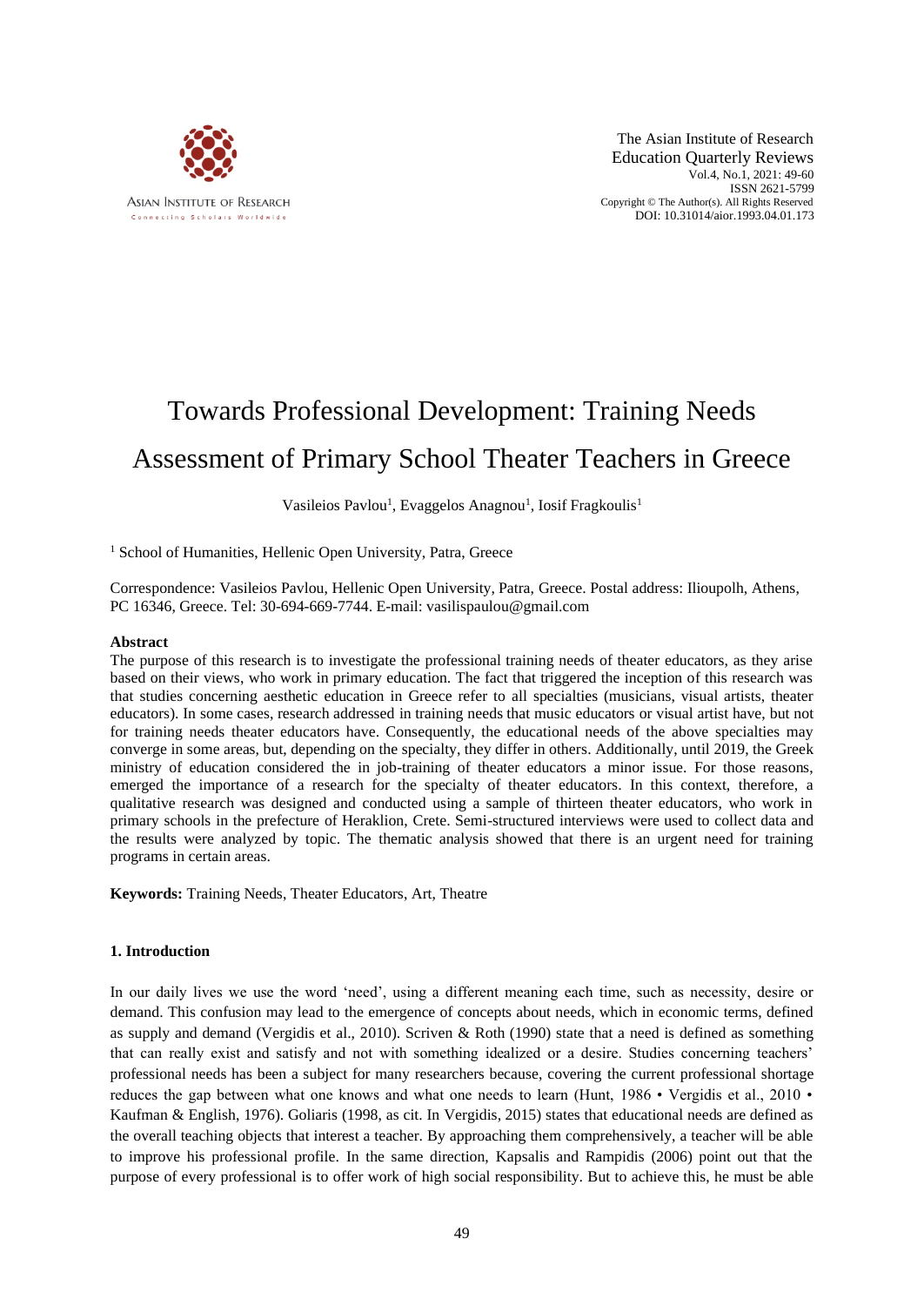# Towards Professional Development: Training Needs Assessment of Primary School Theater Teachers in Greece

Vasileios Pavlou[1], Evaggelos Anagnou[1], Iosif Fragkoulis[1]

[1] School of Humanities, Hellenic Open University, Patra, Greece

Correspondence: Vasileios Pavlou, Hellenic Open University, Patra, Greece. Postal address: Ilioupolh, Athens, PC 16346, Greece. Tel: 30-694-669-7744. E-mail: vasilispaulou@gmail.com

## Abstract

The purpose of this research is to investigate the professional training needs of theater educators, as they arise based on their views, who work in primary education. The fact that triggered the inception of this research was that studies concerning aesthetic education in Greece refer to all specialties (musicians, visual artists, theater educators). In some cases, research addressed in training needs that music educators or visual artist have, but not for training needs theater educators have. Consequently, the educational needs of the above specialties may converge in some areas, but, depending on the specialty, they differ in others. Additionally, until 2019, the Greek ministry of education considered the in job-training of theater educators a minor issue. For those reasons, emerged the importance of a research for the specialty of theater educators. In this context, therefore, a qualitative research was designed and conducted using a sample of thirteen theater educators, who work in primary schools in the prefecture of Heraklion, Crete. Semi-structured interviews were used to collect data and the results were analyzed by topic. The thematic analysis showed that there is an urgent need for training programs in certain areas.

**Keywords:** Training Needs, Theater Educators, Art, Theatre

## 1. Introduction

In our daily lives we use the word 'need', using a different meaning each time, such as necessity, desire or demand. This confusion may lead to the emergence of concepts about needs, which in economic terms, defined as supply and demand (Vergidis et al., 2010). Scriven & Roth (1990) state that a need is defined as something that can really exist and satisfy and not with something idealized or a desire. Studies concerning teachers' professional needs has been a subject for many researchers because, covering the current professional shortage reduces the gap between what one knows and what one needs to learn (Hunt, 1986 • Vergidis et al., 2010 • Kaufman & English, 1976). Goliaris (1998, as cit. In Vergidis, 2015) states that educational needs are defined as the overall teaching objects that interest a teacher. By approaching them comprehensively, a teacher will be able to improve his professional profile. In the same direction, Kapsalis and Rampidis (2006) point out that the purpose of every professional is to offer work of high social responsibility. But to achieve this, he must be able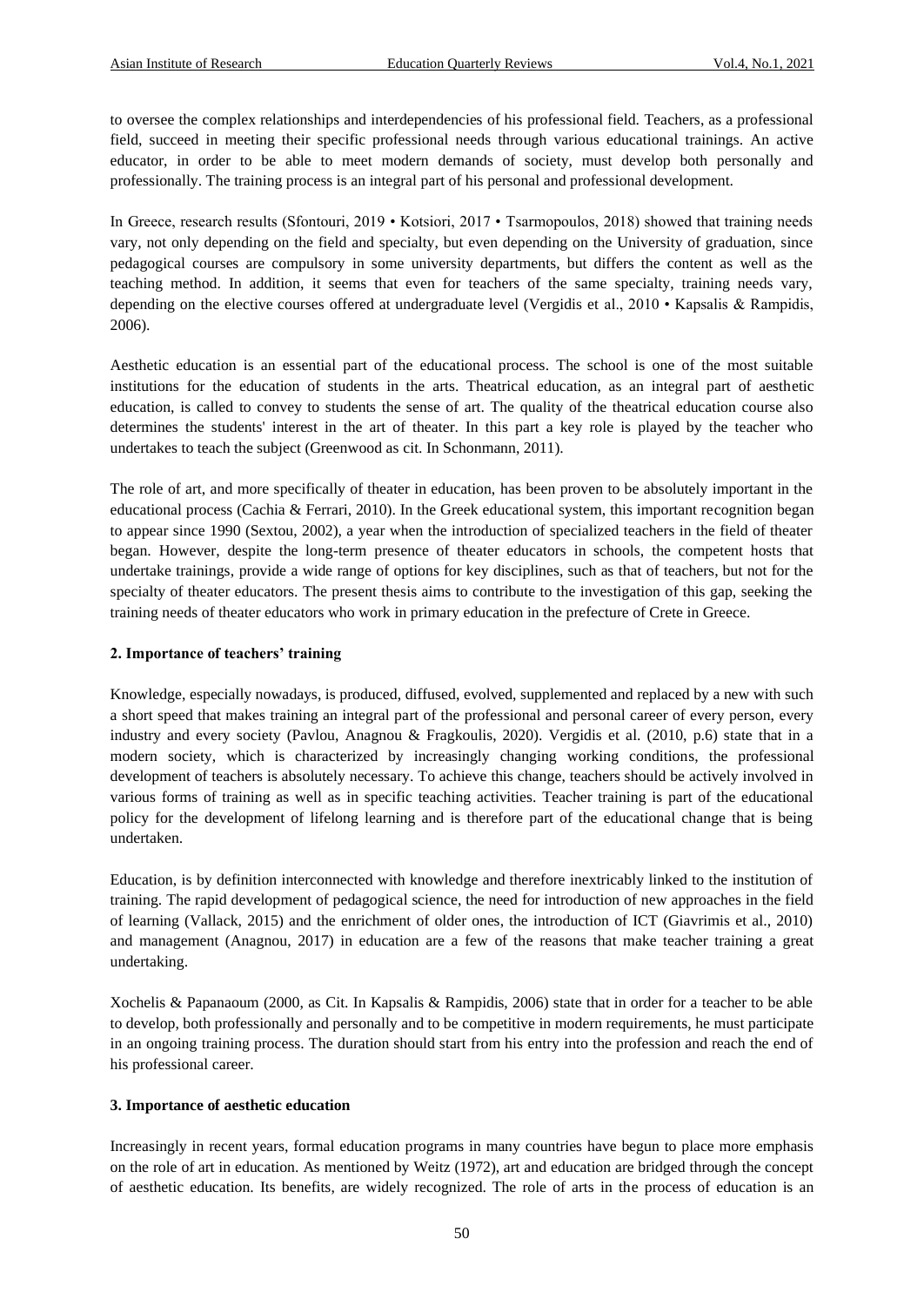to oversee the complex relationships and interdependencies of his professional field. Teachers, as a professional field, succeed in meeting their specific professional needs through various educational trainings. An active educator, in order to be able to meet modern demands of society, must develop both personally and professionally. The training process is an integral part of his personal and professional development.

In Greece, research results (Sfontouri, 2019 • Kotsiori, 2017 • Tsarmopoulos, 2018) showed that training needs vary, not only depending on the field and specialty, but even depending on the University of graduation, since pedagogical courses are compulsory in some university departments, but differs the content as well as the teaching method. In addition, it seems that even for teachers of the same specialty, training needs vary, depending on the elective courses offered at undergraduate level (Vergidis et al., 2010 • Kapsalis & Rampidis, 2006).

Aesthetic education is an essential part of the educational process. The school is one of the most suitable institutions for the education of students in the arts. Theatrical education, as an integral part of aesthetic education, is called to convey to students the sense of art. The quality of the theatrical education course also determines the students' interest in the art of theater. In this part a key role is played by the teacher who undertakes to teach the subject (Greenwood as cit. In Schonmann, 2011).

The role of art, and more specifically of theater in education, has been proven to be absolutely important in the educational process (Cachia & Ferrari, 2010). In the Greek educational system, this important recognition began to appear since 1990 (Sextou, 2002), a year when the introduction of specialized teachers in the field of theater began. However, despite the long-term presence of theater educators in schools, the competent hosts that undertake trainings, provide a wide range of options for key disciplines, such as that of teachers, but not for the specialty of theater educators. The present thesis aims to contribute to the investigation of this gap, seeking the training needs of theater educators who work in primary education in the prefecture of Crete in Greece.

## 2. Importance of teachers' training

Knowledge, especially nowadays, is produced, diffused, evolved, supplemented and replaced by a new with such a short speed that makes training an integral part of the professional and personal career of every person, every industry and every society (Pavlou, Anagnou & Fragkoulis, 2020). Vergidis et al. (2010, p.6) state that in a modern society, which is characterized by increasingly changing working conditions, the professional development of teachers is absolutely necessary. To achieve this change, teachers should be actively involved in various forms of training as well as in specific teaching activities. Teacher training is part of the educational policy for the development of lifelong learning and is therefore part of the educational change that is being undertaken.

Education, is by definition interconnected with knowledge and therefore inextricably linked to the institution of training. The rapid development of pedagogical science, the need for introduction of new approaches in the field of learning (Vallack, 2015) and the enrichment of older ones, the introduction of ICT (Giavrimis et al., 2010) and management (Anagnou, 2017) in education are a few of the reasons that make teacher training a great undertaking.

Xochelis & Papanaoum (2000, as Cit. In Kapsalis & Rampidis, 2006) state that in order for a teacher to be able to develop, both professionally and personally and to be competitive in modern requirements, he must participate in an ongoing training process. The duration should start from his entry into the profession and reach the end of his professional career.

## 3. Importance of aesthetic education

Increasingly in recent years, formal education programs in many countries have begun to place more emphasis on the role of art in education. As mentioned by Weitz (1972), art and education are bridged through the concept of aesthetic education. Its benefits, are widely recognized. The role of arts in the process of education is an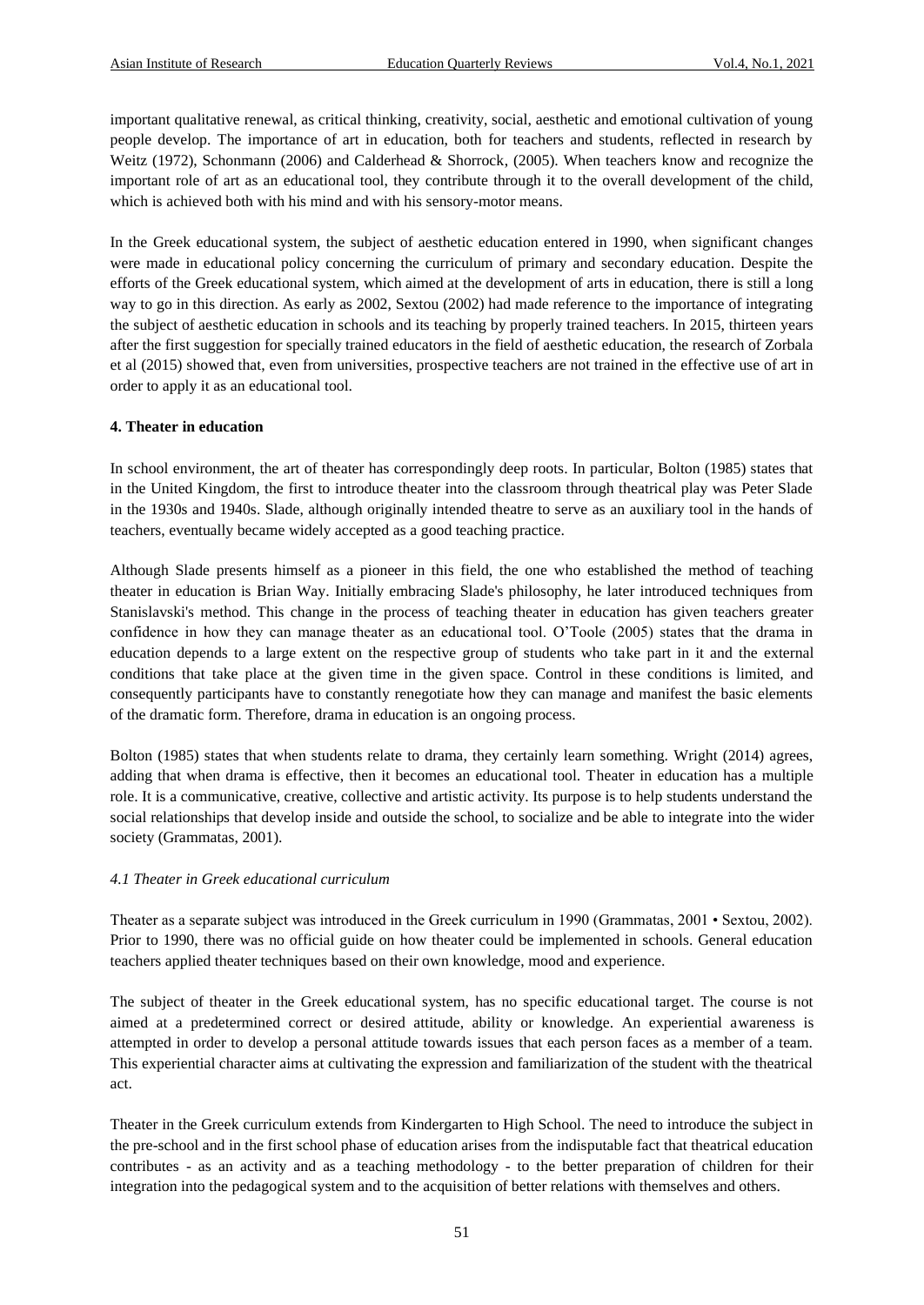important qualitative renewal, as critical thinking, creativity, social, aesthetic and emotional cultivation of young people develop. The importance of art in education, both for teachers and students, reflected in research by Weitz (1972), Schonmann (2006) and Calderhead & Shorrock, (2005). When teachers know and recognize the important role of art as an educational tool, they contribute through it to the overall development of the child, which is achieved both with his mind and with his sensory-motor means.

In the Greek educational system, the subject of aesthetic education entered in 1990, when significant changes were made in educational policy concerning the curriculum of primary and secondary education. Despite the efforts of the Greek educational system, which aimed at the development of arts in education, there is still a long way to go in this direction. As early as 2002, Sextou (2002) had made reference to the importance of integrating the subject of aesthetic education in schools and its teaching by properly trained teachers. In 2015, thirteen years after the first suggestion for specially trained educators in the field of aesthetic education, the research of Zorbala et al (2015) showed that, even from universities, prospective teachers are not trained in the effective use of art in order to apply it as an educational tool.

## 4. Theater in education

In school environment, the art of theater has correspondingly deep roots. In particular, Bolton (1985) states that in the United Kingdom, the first to introduce theater into the classroom through theatrical play was Peter Slade in the 1930s and 1940s. Slade, although originally intended theatre to serve as an auxiliary tool in the hands of teachers, eventually became widely accepted as a good teaching practice.

Although Slade presents himself as a pioneer in this field, the one who established the method of teaching theater in education is Brian Way. Initially embracing Slade's philosophy, he later introduced techniques from Stanislavski's method. This change in the process of teaching theater in education has given teachers greater confidence in how they can manage theater as an educational tool. O'Toole (2005) states that the drama in education depends to a large extent on the respective group of students who take part in it and the external conditions that take place at the given time in the given space. Control in these conditions is limited, and consequently participants have to constantly renegotiate how they can manage and manifest the basic elements of the dramatic form. Therefore, drama in education is an ongoing process.

Bolton (1985) states that when students relate to drama, they certainly learn something. Wright (2014) agrees, adding that when drama is effective, then it becomes an educational tool. Theater in education has a multiple role. It is a communicative, creative, collective and artistic activity. Its purpose is to help students understand the social relationships that develop inside and outside the school, to socialize and be able to integrate into the wider society (Grammatas, 2001).

### *4.1 Theater in Greek educational curriculum*

Theater as a separate subject was introduced in the Greek curriculum in 1990 (Grammatas, 2001 • Sextou, 2002). Prior to 1990, there was no official guide on how theater could be implemented in schools. General education teachers applied theater techniques based on their own knowledge, mood and experience.

The subject of theater in the Greek educational system, has no specific educational target. The course is not aimed at a predetermined correct or desired attitude, ability or knowledge. An experiential awareness is attempted in order to develop a personal attitude towards issues that each person faces as a member of a team. This experiential character aims at cultivating the expression and familiarization of the student with the theatrical act.

Theater in the Greek curriculum extends from Kindergarten to High School. The need to introduce the subject in the pre-school and in the first school phase of education arises from the indisputable fact that theatrical education contributes - as an activity and as a teaching methodology - to the better preparation of children for their integration into the pedagogical system and to the acquisition of better relations with themselves and others.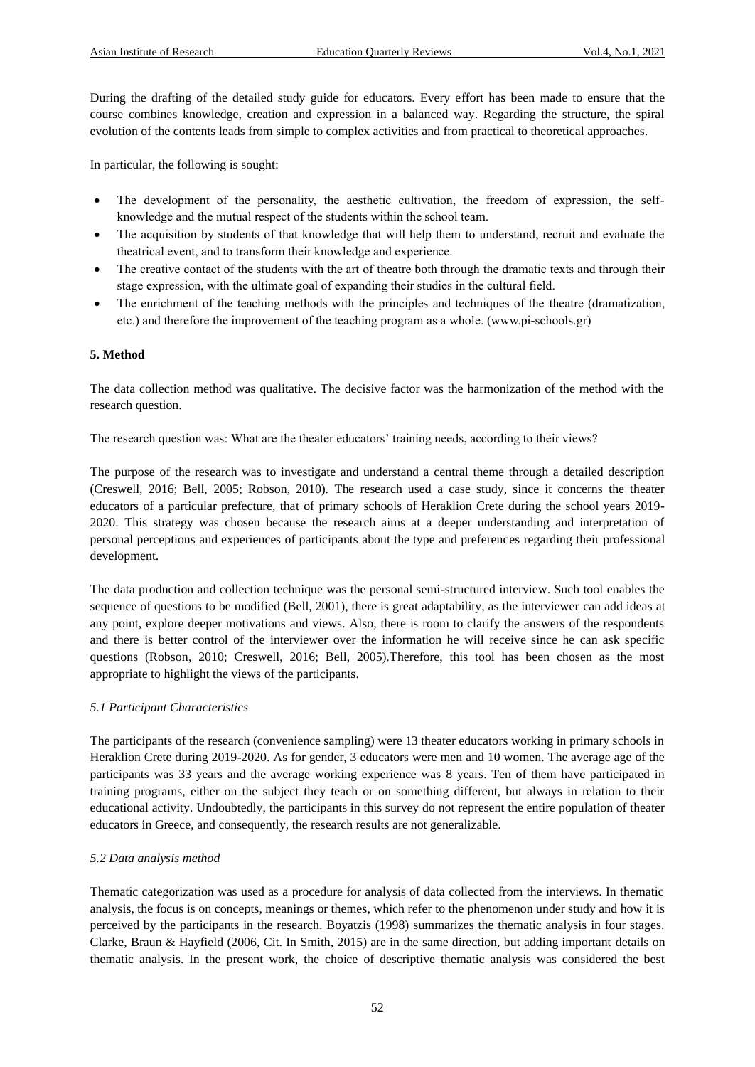During the drafting of the detailed study guide for educators. Every effort has been made to ensure that the course combines knowledge, creation and expression in a balanced way. Regarding the structure, the spiral evolution of the contents leads from simple to complex activities and from practical to theoretical approaches.

In particular, the following is sought:

- The development of the personality, the aesthetic cultivation, the freedom of expression, the self-knowledge and the mutual respect of the students within the school team.
- The acquisition by students of that knowledge that will help them to understand, recruit and evaluate the theatrical event, and to transform their knowledge and experience.
- The creative contact of the students with the art of theatre both through the dramatic texts and through their stage expression, with the ultimate goal of expanding their studies in the cultural field.
- The enrichment of the teaching methods with the principles and techniques of the theatre (dramatization, etc.) and therefore the improvement of the teaching program as a whole. (www.pi-schools.gr)

## 5. Method

The data collection method was qualitative. The decisive factor was the harmonization of the method with the research question.

The research question was: What are the theater educators' training needs, according to their views?

The purpose of the research was to investigate and understand a central theme through a detailed description (Creswell, 2016; Bell, 2005; Robson, 2010). The research used a case study, since it concerns the theater educators of a particular prefecture, that of primary schools of Heraklion Crete during the school years 2019-2020. This strategy was chosen because the research aims at a deeper understanding and interpretation of personal perceptions and experiences of participants about the type and preferences regarding their professional development.

The data production and collection technique was the personal semi-structured interview. Such tool enables the sequence of questions to be modified (Bell, 2001), there is great adaptability, as the interviewer can add ideas at any point, explore deeper motivations and views. Also, there is room to clarify the answers of the respondents and there is better control of the interviewer over the information he will receive since he can ask specific questions (Robson, 2010; Creswell, 2016; Bell, 2005).Therefore, this tool has been chosen as the most appropriate to highlight the views of the participants.

### *5.1 Participant Characteristics*

The participants of the research (convenience sampling) were 13 theater educators working in primary schools in Heraklion Crete during 2019-2020. As for gender, 3 educators were men and 10 women. The average age of the participants was 33 years and the average working experience was 8 years. Ten of them have participated in training programs, either on the subject they teach or on something different, but always in relation to their educational activity. Undoubtedly, the participants in this survey do not represent the entire population of theater educators in Greece, and consequently, the research results are not generalizable.

### *5.2 Data analysis method*

Thematic categorization was used as a procedure for analysis of data collected from the interviews. In thematic analysis, the focus is on concepts, meanings or themes, which refer to the phenomenon under study and how it is perceived by the participants in the research. Boyatzis (1998) summarizes the thematic analysis in four stages. Clarke, Braun & Hayfield (2006, Cit. In Smith, 2015) are in the same direction, but adding important details on thematic analysis. In the present work, the choice of descriptive thematic analysis was considered the best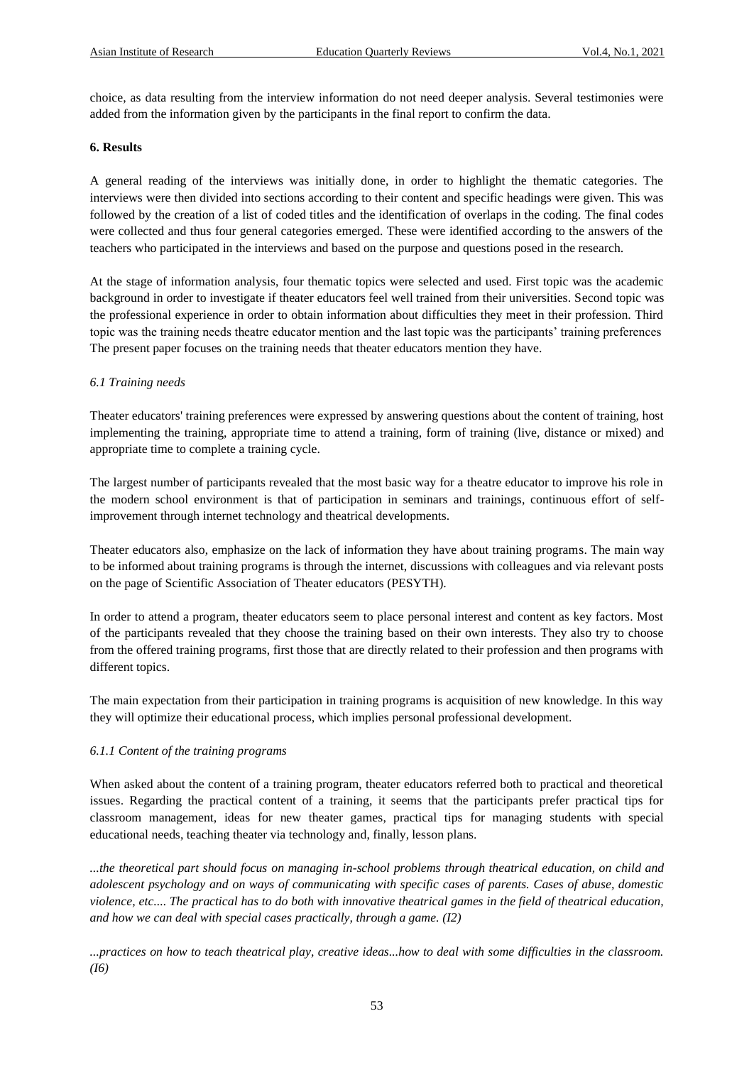choice, as data resulting from the interview information do not need deeper analysis. Several testimonies were added from the information given by the participants in the final report to confirm the data.

## 6. Results

A general reading of the interviews was initially done, in order to highlight the thematic categories. The interviews were then divided into sections according to their content and specific headings were given. This was followed by the creation of a list of coded titles and the identification of overlaps in the coding. The final codes were collected and thus four general categories emerged. These were identified according to the answers of the teachers who participated in the interviews and based on the purpose and questions posed in the research.

At the stage of information analysis, four thematic topics were selected and used. First topic was the academic background in order to investigate if theater educators feel well trained from their universities. Second topic was the professional experience in order to obtain information about difficulties they meet in their profession. Third topic was the training needs theatre educator mention and the last topic was the participants' training preferences The present paper focuses on the training needs that theater educators mention they have.

### *6.1 Training needs*

Theater educators' training preferences were expressed by answering questions about the content of training, host implementing the training, appropriate time to attend a training, form of training (live, distance or mixed) and appropriate time to complete a training cycle.

The largest number of participants revealed that the most basic way for a theatre educator to improve his role in the modern school environment is that of participation in seminars and trainings, continuous effort of self-improvement through internet technology and theatrical developments.

Theater educators also, emphasize on the lack of information they have about training programs. The main way to be informed about training programs is through the internet, discussions with colleagues and via relevant posts on the page of Scientific Association of Theater educators (PESYTH).

In order to attend a program, theater educators seem to place personal interest and content as key factors. Most of the participants revealed that they choose the training based on their own interests. They also try to choose from the offered training programs, first those that are directly related to their profession and then programs with different topics.

The main expectation from their participation in training programs is acquisition of new knowledge. In this way they will optimize their educational process, which implies personal professional development.

#### *6.1.1 Content of the training programs*

When asked about the content of a training program, theater educators referred both to practical and theoretical issues. Regarding the practical content of a training, it seems that the participants prefer practical tips for classroom management, ideas for new theater games, practical tips for managing students with special educational needs, teaching theater via technology and, finally, lesson plans.

*...the theoretical part should focus on managing in-school problems through theatrical education, on child and adolescent psychology and on ways of communicating with specific cases of parents. Cases of abuse, domestic violence, etc.... The practical has to do both with innovative theatrical games in the field of theatrical education, and how we can deal with special cases practically, through a game. (I2)*

*...practices on how to teach theatrical play, creative ideas...how to deal with some difficulties in the classroom. (I6)*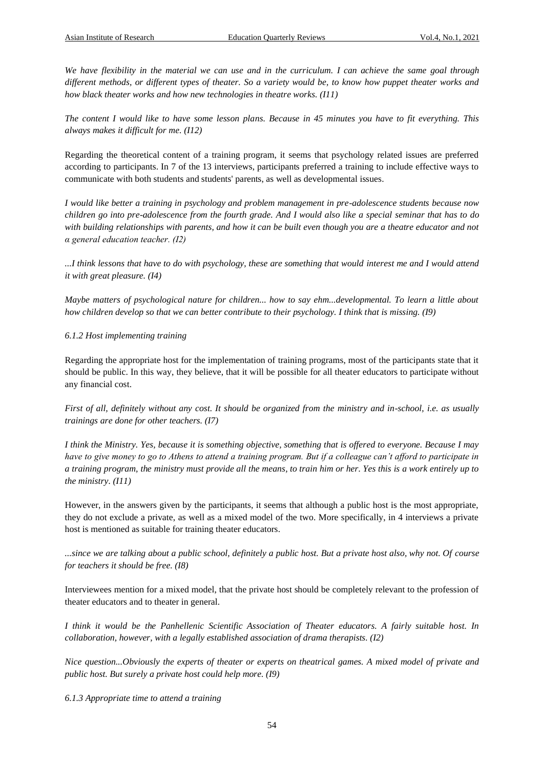*We have flexibility in the material we can use and in the curriculum. I can achieve the same goal through different methods, or different types of theater. So a variety would be, to know how puppet theater works and how black theater works and how new technologies in theatre works. (I11)*

*The content I would like to have some lesson plans. Because in 45 minutes you have to fit everything. This always makes it difficult for me. (I12)*

Regarding the theoretical content of a training program, it seems that psychology related issues are preferred according to participants. In 7 of the 13 interviews, participants preferred a training to include effective ways to communicate with both students and students' parents, as well as developmental issues.

*I would like better a training in psychology and problem management in pre-adolescence students because now children go into pre-adolescence from the fourth grade. And I would also like a special seminar that has to do with building relationships with parents, and how it can be built even though you are a theatre educator and not a general education teacher. (I2)*

*...I think lessons that have to do with psychology, these are something that would interest me and I would attend it with great pleasure. (I4)*

*Maybe matters of psychological nature for children... how to say ehm...developmental. To learn a little about how children develop so that we can better contribute to their psychology. I think that is missing. (I9)*

*6.1.2 Host implementing training*

Regarding the appropriate host for the implementation of training programs, most of the participants state that it should be public. In this way, they believe, that it will be possible for all theater educators to participate without any financial cost.

*First of all, definitely without any cost. It should be organized from the ministry and in-school, i.e. as usually trainings are done for other teachers. (I7)*

*I think the Ministry. Yes, because it is something objective, something that is offered to everyone. Because I may have to give money to go to Athens to attend a training program. But if a colleague can't afford to participate in a training program, the ministry must provide all the means, to train him or her. Yes this is a work entirely up to the ministry. (I11)*

However, in the answers given by the participants, it seems that although a public host is the most appropriate, they do not exclude a private, as well as a mixed model of the two. More specifically, in 4 interviews a private host is mentioned as suitable for training theater educators.

*...since we are talking about a public school, definitely a public host. But a private host also, why not. Of course for teachers it should be free. (I8)*

Interviewees mention for a mixed model, that the private host should be completely relevant to the profession of theater educators and to theater in general.

*I think it would be the Panhellenic Scientific Association of Theater educators. A fairly suitable host. In collaboration, however, with a legally established association of drama therapists. (I2)*

*Nice question...Obviously the experts of theater or experts on theatrical games. A mixed model of private and public host. But surely a private host could help more. (I9)*

*6.1.3 Appropriate time to attend a training*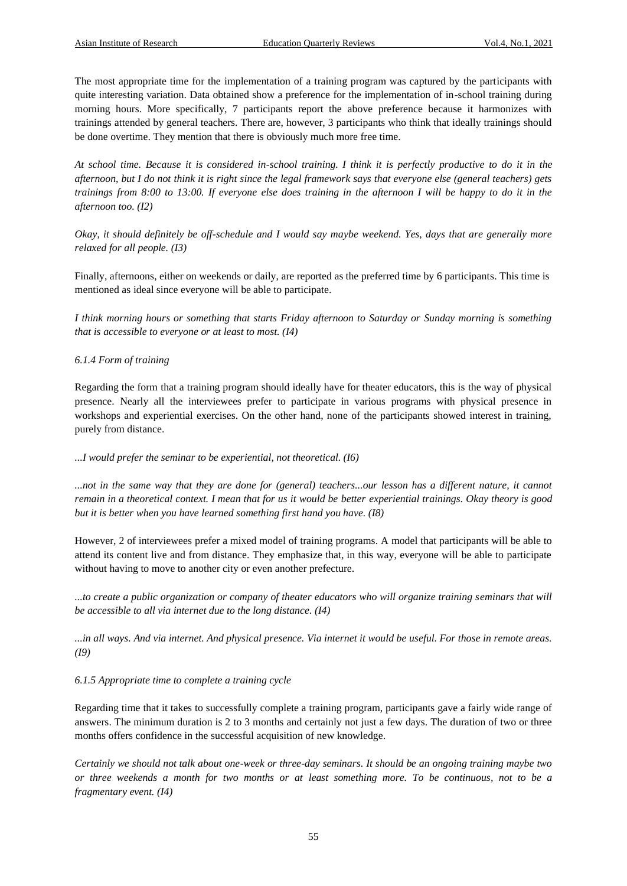The most appropriate time for the implementation of a training program was captured by the participants with quite interesting variation. Data obtained show a preference for the implementation of in-school training during morning hours. More specifically, 7 participants report the above preference because it harmonizes with trainings attended by general teachers. There are, however, 3 participants who think that ideally trainings should be done overtime. They mention that there is obviously much more free time.

*At school time. Because it is considered in-school training. I think it is perfectly productive to do it in the afternoon, but I do not think it is right since the legal framework says that everyone else (general teachers) gets trainings from 8:00 to 13:00. If everyone else does training in the afternoon I will be happy to do it in the afternoon too. (I2)*

*Okay, it should definitely be off-schedule and I would say maybe weekend. Yes, days that are generally more relaxed for all people. (I3)*

Finally, afternoons, either on weekends or daily, are reported as the preferred time by 6 participants. This time is mentioned as ideal since everyone will be able to participate.

*I think morning hours or something that starts Friday afternoon to Saturday or Sunday morning is something that is accessible to everyone or at least to most. (I4)*

### 6.1.4 Form of training

Regarding the form that a training program should ideally have for theater educators, this is the way of physical presence. Nearly all the interviewees prefer to participate in various programs with physical presence in workshops and experiential exercises. On the other hand, none of the participants showed interest in training, purely from distance.

*...I would prefer the seminar to be experiential, not theoretical. (I6)*

*...not in the same way that they are done for (general) teachers...our lesson has a different nature, it cannot remain in a theoretical context. I mean that for us it would be better experiential trainings. Okay theory is good but it is better when you have learned something first hand you have. (I8)*

However, 2 of interviewees prefer a mixed model of training programs. A model that participants will be able to attend its content live and from distance. They emphasize that, in this way, everyone will be able to participate without having to move to another city or even another prefecture.

*...to create a public organization or company of theater educators who will organize training seminars that will be accessible to all via internet due to the long distance. (I4)*

*...in all ways. And via internet. And physical presence. Via internet it would be useful. For those in remote areas. (I9)*

### 6.1.5 Appropriate time to complete a training cycle

Regarding time that it takes to successfully complete a training program, participants gave a fairly wide range of answers. The minimum duration is 2 to 3 months and certainly not just a few days. The duration of two or three months offers confidence in the successful acquisition of new knowledge.

*Certainly we should not talk about one-week or three-day seminars. It should be an ongoing training maybe two or three weekends a month for two months or at least something more. To be continuous, not to be a fragmentary event. (I4)*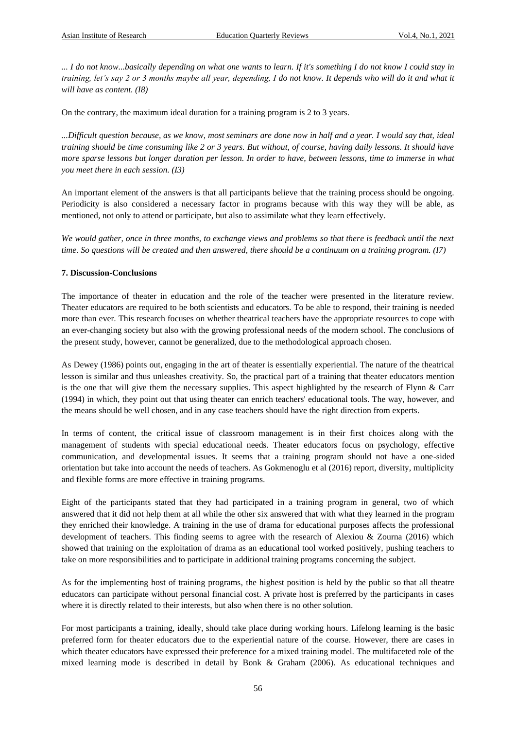*... I do not know...basically depending on what one wants to learn. If it's something I do not know I could stay in training, let's say 2 or 3 months maybe all year, depending, I do not know. It depends who will do it and what it will have as content. (I8)*

On the contrary, the maximum ideal duration for a training program is 2 to 3 years.

*...Difficult question because, as we know, most seminars are done now in half and a year. I would say that, ideal training should be time consuming like 2 or 3 years. But without, of course, having daily lessons. It should have more sparse lessons but longer duration per lesson. In order to have, between lessons, time to immerse in what you meet there in each session. (I3)*

An important element of the answers is that all participants believe that the training process should be ongoing. Periodicity is also considered a necessary factor in programs because with this way they will be able, as mentioned, not only to attend or participate, but also to assimilate what they learn effectively.

*We would gather, once in three months, to exchange views and problems so that there is feedback until the next time. So questions will be created and then answered, there should be a continuum on a training program. (I7)*

## 7. Discussion-Conclusions

The importance of theater in education and the role of the teacher were presented in the literature review. Theater educators are required to be both scientists and educators. To be able to respond, their training is needed more than ever. This research focuses on whether theatrical teachers have the appropriate resources to cope with an ever-changing society but also with the growing professional needs of the modern school. The conclusions of the present study, however, cannot be generalized, due to the methodological approach chosen.

As Dewey (1986) points out, engaging in the art of theater is essentially experiential. The nature of the theatrical lesson is similar and thus unleashes creativity. So, the practical part of a training that theater educators mention is the one that will give them the necessary supplies. This aspect highlighted by the research of Flynn & Carr (1994) in which, they point out that using theater can enrich teachers' educational tools. The way, however, and the means should be well chosen, and in any case teachers should have the right direction from experts.

In terms of content, the critical issue of classroom management is in their first choices along with the management of students with special educational needs. Theater educators focus on psychology, effective communication, and developmental issues. It seems that a training program should not have a one-sided orientation but take into account the needs of teachers. As Gokmenoglu et al (2016) report, diversity, multiplicity and flexible forms are more effective in training programs.

Eight of the participants stated that they had participated in a training program in general, two of which answered that it did not help them at all while the other six answered that with what they learned in the program they enriched their knowledge. A training in the use of drama for educational purposes affects the professional development of teachers. This finding seems to agree with the research of Alexiou & Zourna (2016) which showed that training on the exploitation of drama as an educational tool worked positively, pushing teachers to take on more responsibilities and to participate in additional training programs concerning the subject.

As for the implementing host of training programs, the highest position is held by the public so that all theatre educators can participate without personal financial cost. A private host is preferred by the participants in cases where it is directly related to their interests, but also when there is no other solution.

For most participants a training, ideally, should take place during working hours. Lifelong learning is the basic preferred form for theater educators due to the experiential nature of the course. However, there are cases in which theater educators have expressed their preference for a mixed training model. The multifaceted role of the mixed learning mode is described in detail by Bonk & Graham (2006). As educational techniques and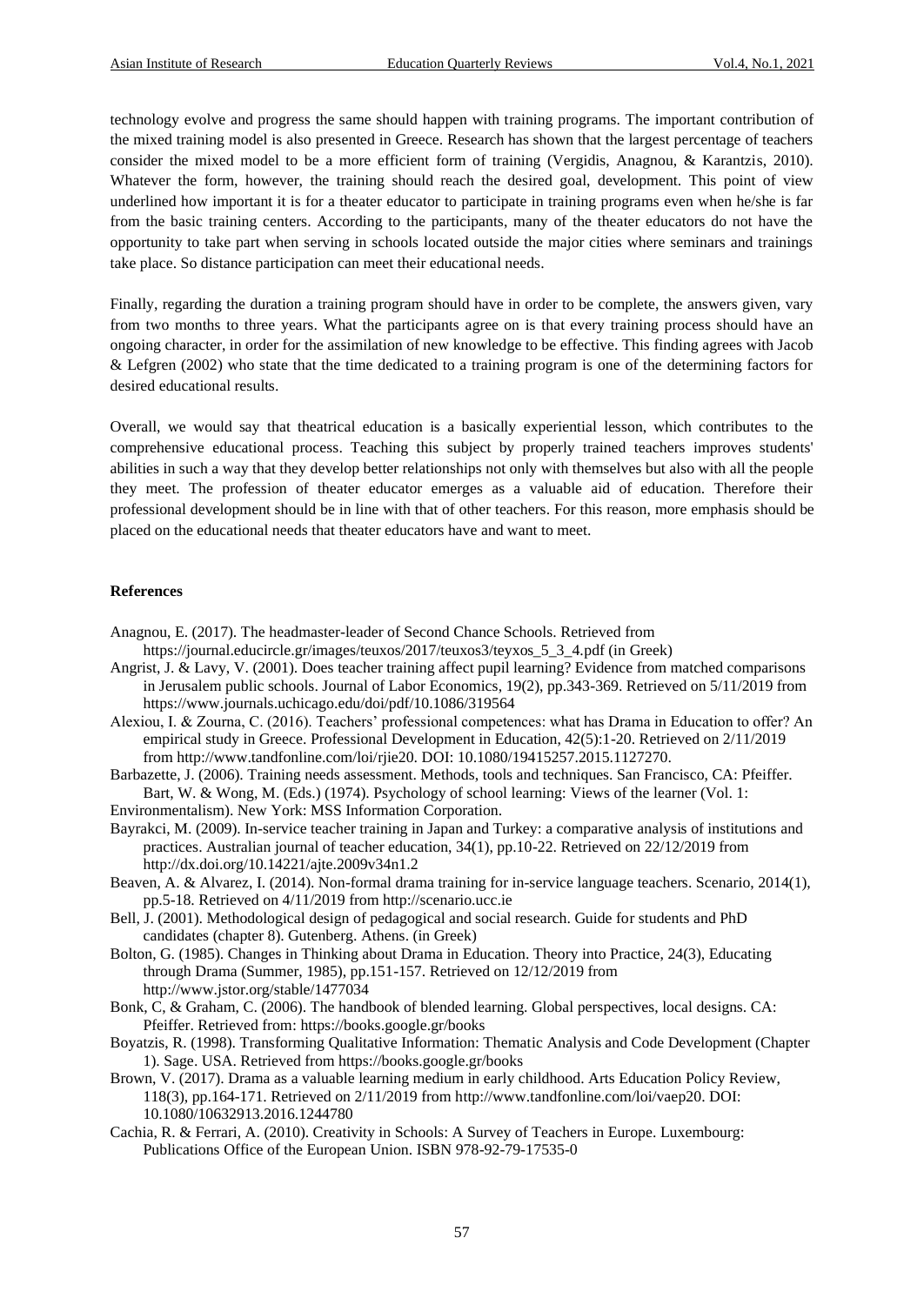technology evolve and progress the same should happen with training programs. The important contribution of the mixed training model is also presented in Greece. Research has shown that the largest percentage of teachers consider the mixed model to be a more efficient form of training (Vergidis, Anagnou, & Karantzis, 2010). Whatever the form, however, the training should reach the desired goal, development. This point of view underlined how important it is for a theater educator to participate in training programs even when he/she is far from the basic training centers. According to the participants, many of the theater educators do not have the opportunity to take part when serving in schools located outside the major cities where seminars and trainings take place. So distance participation can meet their educational needs.

Finally, regarding the duration a training program should have in order to be complete, the answers given, vary from two months to three years. What the participants agree on is that every training process should have an ongoing character, in order for the assimilation of new knowledge to be effective. This finding agrees with Jacob & Lefgren (2002) who state that the time dedicated to a training program is one of the determining factors for desired educational results.

Overall, we would say that theatrical education is a basically experiential lesson, which contributes to the comprehensive educational process. Teaching this subject by properly trained teachers improves students' abilities in such a way that they develop better relationships not only with themselves but also with all the people they meet. The profession of theater educator emerges as a valuable aid of education. Therefore their professional development should be in line with that of other teachers. For this reason, more emphasis should be placed on the educational needs that theater educators have and want to meet.

## References

Anagnou, E. (2017). The headmaster-leader of Second Chance Schools. Retrieved from https://journal.educircle.gr/images/teuxos/2017/teuxos3/teyxos_5_3_4.pdf (in Greek)

Angrist, J. & Lavy, V. (2001). Does teacher training affect pupil learning? Evidence from matched comparisons in Jerusalem public schools. Journal of Labor Economics, 19(2), pp.343-369. Retrieved on 5/11/2019 from https://www.journals.uchicago.edu/doi/pdf/10.1086/319564

Alexiou, I. & Zourna, C. (2016). Teachers' professional competences: what has Drama in Education to offer? An empirical study in Greece. Professional Development in Education, 42(5):1-20. Retrieved on 2/11/2019 from http://www.tandfonline.com/loi/rjie20. DOI: 10.1080/19415257.2015.1127270.

Barbazette, J. (2006). Training needs assessment. Methods, tools and techniques. San Francisco, CA: Pfeiffer.

Bart, W. & Wong, M. (Eds.) (1974). Psychology of school learning: Views of the learner (Vol. 1: Environmentalism). New York: MSS Information Corporation.

Bayrakci, M. (2009). In-service teacher training in Japan and Turkey: a comparative analysis of institutions and practices. Australian journal of teacher education, 34(1), pp.10-22. Retrieved on 22/12/2019 from http://dx.doi.org/10.14221/ajte.2009v34n1.2

Beaven, A. & Alvarez, I. (2014). Non-formal drama training for in-service language teachers. Scenario, 2014(1), pp.5-18. Retrieved on 4/11/2019 from http://scenario.ucc.ie

Bell, J. (2001). Methodological design of pedagogical and social research. Guide for students and PhD candidates (chapter 8). Gutenberg. Athens. (in Greek)

Bolton, G. (1985). Changes in Thinking about Drama in Education. Theory into Practice, 24(3), Educating through Drama (Summer, 1985), pp.151-157. Retrieved on 12/12/2019 from http://www.jstor.org/stable/1477034

Bonk, C, & Graham, C. (2006). The handbook of blended learning. Global perspectives, local designs. CA: Pfeiffer. Retrieved from: https://books.google.gr/books

Boyatzis, R. (1998). Transforming Qualitative Information: Thematic Analysis and Code Development (Chapter 1). Sage. USA. Retrieved from https://books.google.gr/books

Brown, V. (2017). Drama as a valuable learning medium in early childhood. Arts Education Policy Review, 118(3), pp.164-171. Retrieved on 2/11/2019 from http://www.tandfonline.com/loi/vaep20. DOI: 10.1080/10632913.2016.1244780

Cachia, R. & Ferrari, A. (2010). Creativity in Schools: A Survey of Teachers in Europe. Luxembourg: Publications Office of the European Union. ISBN 978-92-79-17535-0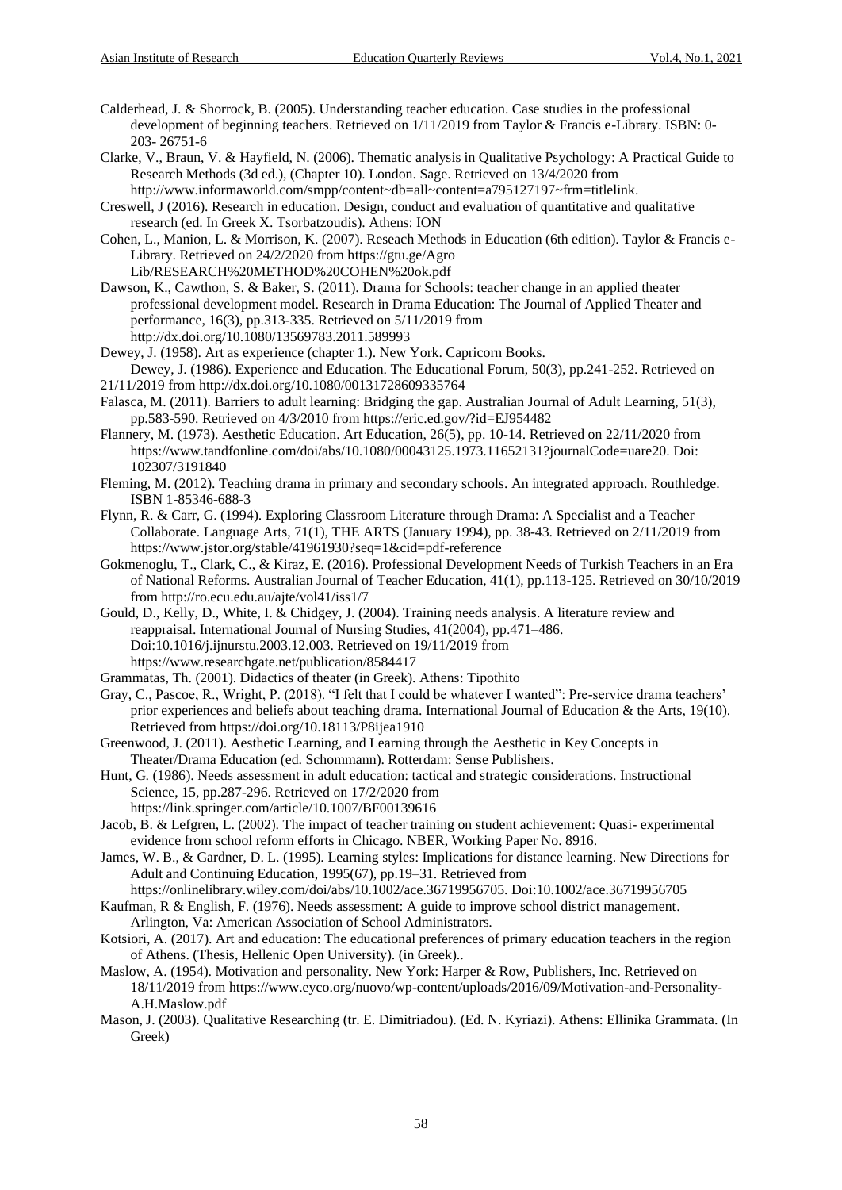Calderhead, J. & Shorrock, B. (2005). Understanding teacher education. Case studies in the professional development of beginning teachers. Retrieved on 1/11/2019 from Taylor & Francis e-Library. ISBN: 0-203- 26751-6

Clarke, V., Braun, V. & Hayfield, N. (2006). Thematic analysis in Qualitative Psychology: A Practical Guide to Research Methods (3d ed.), (Chapter 10). London. Sage. Retrieved on 13/4/2020 from http://www.informaworld.com/smpp/content~db=all~content=a795127197~frm=titlelink.

Creswell, J (2016). Research in education. Design, conduct and evaluation of quantitative and qualitative research (ed. In Greek X. Tsorbatzoudis). Athens: ION

Cohen, L., Manion, L. & Morrison, K. (2007). Reseach Methods in Education (6th edition). Taylor & Francis e-Library. Retrieved on 24/2/2020 from https://gtu.ge/Agro Lib/RESEARCH%20METHOD%20COHEN%20ok.pdf

Dawson, K., Cawthon, S. & Baker, S. (2011). Drama for Schools: teacher change in an applied theater professional development model. Research in Drama Education: The Journal of Applied Theater and performance, 16(3), pp.313-335. Retrieved on 5/11/2019 from http://dx.doi.org/10.1080/13569783.2011.589993

Dewey, J. (1958). Art as experience (chapter 1.). New York. Capricorn Books.

Dewey, J. (1986). Experience and Education. The Educational Forum, 50(3), pp.241-252. Retrieved on 21/11/2019 from http://dx.doi.org/10.1080/00131728609335764

Falasca, M. (2011). Barriers to adult learning: Bridging the gap. Australian Journal of Adult Learning, 51(3), pp.583-590. Retrieved on 4/3/2010 from https://eric.ed.gov/?id=EJ954482

Flannery, M. (1973). Aesthetic Education. Art Education, 26(5), pp. 10-14. Retrieved on 22/11/2020 from https://www.tandfonline.com/doi/abs/10.1080/00043125.1973.11652131?journalCode=uare20. Doi: 102307/3191840

Fleming, M. (2012). Teaching drama in primary and secondary schools. An integrated approach. Routhledge. ISBN 1-85346-688-3

Flynn, R. & Carr, G. (1994). Exploring Classroom Literature through Drama: A Specialist and a Teacher Collaborate. Language Arts, 71(1), THE ARTS (January 1994), pp. 38-43. Retrieved on 2/11/2019 from https://www.jstor.org/stable/41961930?seq=1&cid=pdf-reference

Gokmenoglu, T., Clark, C., & Kiraz, E. (2016). Professional Development Needs of Turkish Teachers in an Era of National Reforms. Australian Journal of Teacher Education, 41(1), pp.113-125. Retrieved on 30/10/2019 from http://ro.ecu.edu.au/ajte/vol41/iss1/7

Gould, D., Kelly, D., White, I. & Chidgey, J. (2004). Training needs analysis. A literature review and reappraisal. International Journal of Nursing Studies, 41(2004), pp.471–486. Doi:10.1016/j.ijnurstu.2003.12.003. Retrieved on 19/11/2019 from https://www.researchgate.net/publication/8584417

Grammatas, Th. (2001). Didactics of theater (in Greek). Athens: Tipothito

Gray, C., Pascoe, R., Wright, P. (2018). "I felt that I could be whatever I wanted": Pre-service drama teachers' prior experiences and beliefs about teaching drama. International Journal of Education & the Arts, 19(10). Retrieved from https://doi.org/10.18113/P8ijea1910

Greenwood, J. (2011). Aesthetic Learning, and Learning through the Aesthetic in Key Concepts in Theater/Drama Education (ed. Schommann). Rotterdam: Sense Publishers.

Hunt, G. (1986). Needs assessment in adult education: tactical and strategic considerations. Instructional Science, 15, pp.287-296. Retrieved on 17/2/2020 from https://link.springer.com/article/10.1007/BF00139616

Jacob, B. & Lefgren, L. (2002). The impact of teacher training on student achievement: Quasi- experimental evidence from school reform efforts in Chicago. NBER, Working Paper No. 8916.

James, W. B., & Gardner, D. L. (1995). Learning styles: Implications for distance learning. New Directions for Adult and Continuing Education, 1995(67), pp.19–31. Retrieved from https://onlinelibrary.wiley.com/doi/abs/10.1002/ace.36719956705. Doi:10.1002/ace.36719956705

Kaufman, R & English, F. (1976). Needs assessment: A guide to improve school district management. Arlington, Va: American Association of School Administrators.

Kotsiori, A. (2017). Art and education: The educational preferences of primary education teachers in the region of Athens. (Thesis, Hellenic Open University). (in Greek)..

Maslow, A. (1954). Motivation and personality. New York: Harper & Row, Publishers, Inc. Retrieved on 18/11/2019 from https://www.eyco.org/nuovo/wp-content/uploads/2016/09/Motivation-and-Personality-A.H.Maslow.pdf

Mason, J. (2003). Qualitative Researching (tr. E. Dimitriadou). (Ed. N. Kyriazi). Athens: Ellinika Grammata. (In Greek)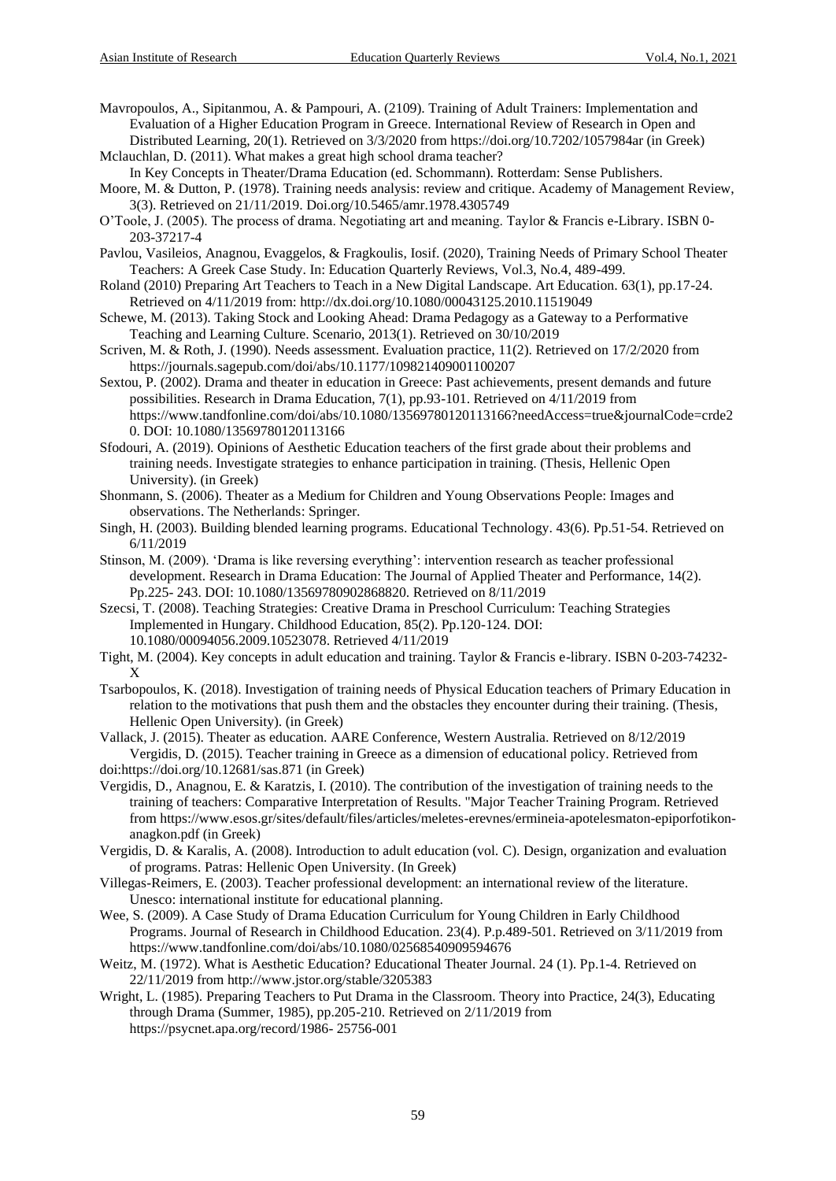Mavropoulos, A., Sipitanmou, A. & Pampouri, A. (2109). Training of Adult Trainers: Implementation and Evaluation of a Higher Education Program in Greece. International Review of Research in Open and Distributed Learning, 20(1). Retrieved on 3/3/2020 from https://doi.org/10.7202/1057984ar (in Greek)

Mclauchlan, D. (2011). What makes a great high school drama teacher? In Key Concepts in Theater/Drama Education (ed. Schommann). Rotterdam: Sense Publishers.

Moore, M. & Dutton, P. (1978). Training needs analysis: review and critique. Academy of Management Review, 3(3). Retrieved on 21/11/2019. Doi.org/10.5465/amr.1978.4305749

O'Toole, J. (2005). The process of drama. Negotiating art and meaning. Taylor & Francis e-Library. ISBN 0-203-37217-4

Pavlou, Vasileios, Anagnou, Evaggelos, & Fragkoulis, Iosif. (2020), Training Needs of Primary School Theater Teachers: A Greek Case Study. In: Education Quarterly Reviews, Vol.3, No.4, 489-499.

Roland (2010) Preparing Art Teachers to Teach in a New Digital Landscape. Art Education. 63(1), pp.17-24. Retrieved on 4/11/2019 from: http://dx.doi.org/10.1080/00043125.2010.11519049

Schewe, M. (2013). Taking Stock and Looking Ahead: Drama Pedagogy as a Gateway to a Performative Teaching and Learning Culture. Scenario, 2013(1). Retrieved on 30/10/2019

Scriven, M. & Roth, J. (1990). Needs assessment. Evaluation practice, 11(2). Retrieved on 17/2/2020 from https://journals.sagepub.com/doi/abs/10.1177/109821409001100207

Sextou, P. (2002). Drama and theater in education in Greece: Past achievements, present demands and future possibilities. Research in Drama Education, 7(1), pp.93-101. Retrieved on 4/11/2019 from https://www.tandfonline.com/doi/abs/10.1080/13569780120113166?needAccess=true&journalCode=crde20. DOI: 10.1080/13569780120113166

Sfodouri, A. (2019). Opinions of Aesthetic Education teachers of the first grade about their problems and training needs. Investigate strategies to enhance participation in training. (Thesis, Hellenic Open University). (in Greek)

Shonmann, S. (2006). Theater as a Medium for Children and Young Observations People: Images and observations. The Netherlands: Springer.

Singh, H. (2003). Building blended learning programs. Educational Technology. 43(6). Pp.51-54. Retrieved on 6/11/2019

Stinson, M. (2009). 'Drama is like reversing everything': intervention research as teacher professional development. Research in Drama Education: The Journal of Applied Theater and Performance, 14(2). Pp.225- 243. DOI: 10.1080/13569780902868820. Retrieved on 8/11/2019

Szecsi, T. (2008). Teaching Strategies: Creative Drama in Preschool Curriculum: Teaching Strategies Implemented in Hungary. Childhood Education, 85(2). Pp.120-124. DOI: 10.1080/00094056.2009.10523078. Retrieved 4/11/2019

Tight, M. (2004). Key concepts in adult education and training. Taylor & Francis e-library. ISBN 0-203-74232-X

Tsarbopoulos, K. (2018). Investigation of training needs of Physical Education teachers of Primary Education in relation to the motivations that push them and the obstacles they encounter during their training. (Thesis, Hellenic Open University). (in Greek)

Vallack, J. (2015). Theater as education. AARE Conference, Western Australia. Retrieved on 8/12/2019

Vergidis, D. (2015). Teacher training in Greece as a dimension of educational policy. Retrieved from doi:https://doi.org/10.12681/sas.871 (in Greek)

Vergidis, D., Anagnou, E. & Karatzis, I. (2010). The contribution of the investigation of training needs to the training of teachers: Comparative Interpretation of Results. "Major Teacher Training Program. Retrieved from https://www.esos.gr/sites/default/files/articles/meletes-erevnes/ermineia-apotelesmaton-epiporfotikon-anagkon.pdf (in Greek)

Vergidis, D. & Karalis, A. (2008). Introduction to adult education (vol. C). Design, organization and evaluation of programs. Patras: Hellenic Open University. (In Greek)

Villegas-Reimers, E. (2003). Teacher professional development: an international review of the literature. Unesco: international institute for educational planning.

Wee, S. (2009). A Case Study of Drama Education Curriculum for Young Children in Early Childhood Programs. Journal of Research in Childhood Education. 23(4). P.p.489-501. Retrieved on 3/11/2019 from https://www.tandfonline.com/doi/abs/10.1080/02568540909594676

Weitz, M. (1972). What is Aesthetic Education? Educational Theater Journal. 24 (1). Pp.1-4. Retrieved on 22/11/2019 from http://www.jstor.org/stable/3205383

Wright, L. (1985). Preparing Teachers to Put Drama in the Classroom. Theory into Practice, 24(3), Educating through Drama (Summer, 1985), pp.205-210. Retrieved on 2/11/2019 from https://psycnet.apa.org/record/1986- 25756-001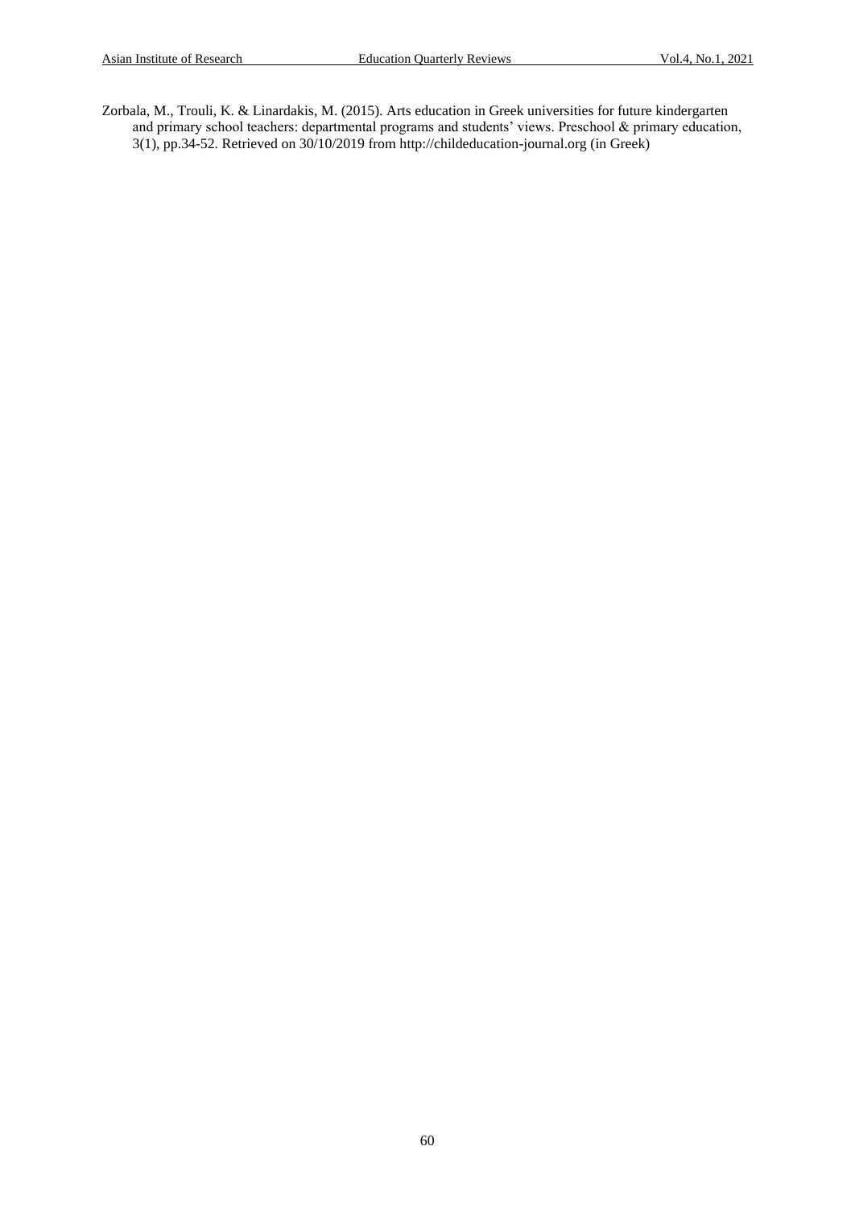Zorbala, M., Trouli, K. & Linardakis, M. (2015). Arts education in Greek universities for future kindergarten and primary school teachers: departmental programs and students' views. Preschool & primary education, 3(1), pp.34-52. Retrieved on 30/10/2019 from http://childeducation-journal.org (in Greek)